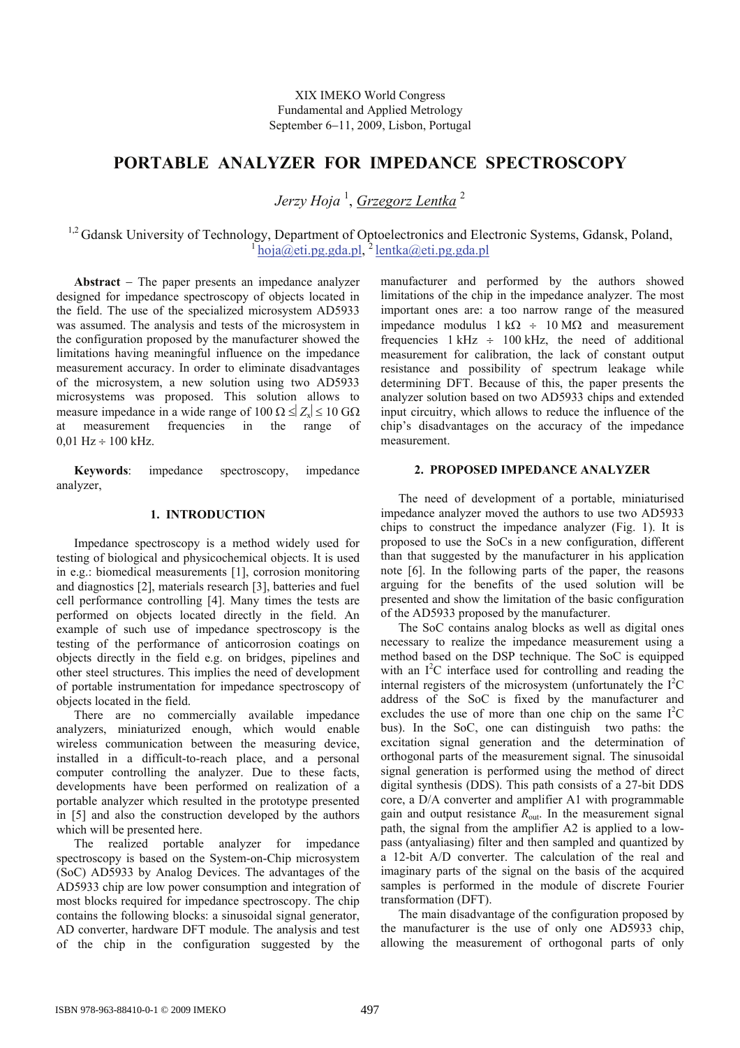XIX IMEKO World Congress
Fundamental and Applied Metrology
September 6−11, 2009, Lisbon, Portugal

# PORTABLE ANALYZER FOR IMPEDANCE SPECTROSCOPY

*Jerzy Hoja* [1], *Grzegorz Lentka* [2]

[1,2] Gdansk University of Technology, Department of Optoelectronics and Electronic Systems, Gdansk, Poland,
[1] hoja@eti.pg.gda.pl, [2] lentka@eti.pg.gda.pl

**Abstract** − The paper presents an impedance analyzer designed for impedance spectroscopy of objects located in the field. The use of the specialized microsystem AD5933 was assumed. The analysis and tests of the microsystem in the configuration proposed by the manufacturer showed the limitations having meaningful influence on the impedance measurement accuracy. In order to eliminate disadvantages of the microsystem, a new solution using two AD5933 microsystems was proposed. This solution allows to measure impedance in a wide range of $100\ \Omega \leq |Z_x| \leq 10\ \text{G}\Omega$ at measurement frequencies in the range of 0,01 Hz ÷ 100 kHz.

**Keywords**: impedance spectroscopy, impedance analyzer,

## 1. INTRODUCTION

Impedance spectroscopy is a method widely used for testing of biological and physicochemical objects. It is used in e.g.: biomedical measurements [1], corrosion monitoring and diagnostics [2], materials research [3], batteries and fuel cell performance controlling [4]. Many times the tests are performed on objects located directly in the field. An example of such use of impedance spectroscopy is the testing of the performance of anticorrosion coatings on objects directly in the field e.g. on bridges, pipelines and other steel structures. This implies the need of development of portable instrumentation for impedance spectroscopy of objects located in the field.

There are no commercially available impedance analyzers, miniaturized enough, which would enable wireless communication between the measuring device, installed in a difficult-to-reach place, and a personal computer controlling the analyzer. Due to these facts, developments have been performed on realization of a portable analyzer which resulted in the prototype presented in [5] and also the construction developed by the authors which will be presented here.

The realized portable analyzer for impedance spectroscopy is based on the System-on-Chip microsystem (SoC) AD5933 by Analog Devices. The advantages of the AD5933 chip are low power consumption and integration of most blocks required for impedance spectroscopy. The chip contains the following blocks: a sinusoidal signal generator, AD converter, hardware DFT module. The analysis and test of the chip in the configuration suggested by the manufacturer and performed by the authors showed limitations of the chip in the impedance analyzer. The most important ones are: a too narrow range of the measured impedance modulus 1 kΩ ÷ 10 MΩ and measurement frequencies 1 kHz ÷ 100 kHz, the need of additional measurement for calibration, the lack of constant output resistance and possibility of spectrum leakage while determining DFT. Because of this, the paper presents the analyzer solution based on two AD5933 chips and extended input circuitry, which allows to reduce the influence of the chip's disadvantages on the accuracy of the impedance measurement.

## 2. PROPOSED IMPEDANCE ANALYZER

The need of development of a portable, miniaturised impedance analyzer moved the authors to use two AD5933 chips to construct the impedance analyzer (Fig. 1). It is proposed to use the SoCs in a new configuration, different than that suggested by the manufacturer in his application note [6]. In the following parts of the paper, the reasons arguing for the benefits of the used solution will be presented and show the limitation of the basic configuration of the AD5933 proposed by the manufacturer.

The SoC contains analog blocks as well as digital ones necessary to realize the impedance measurement using a method based on the DSP technique. The SoC is equipped with an $I^2C$ interface used for controlling and reading the internal registers of the microsystem (unfortunately the $I^2C$ address of the SoC is fixed by the manufacturer and excludes the use of more than one chip on the same $I^2C$ bus). In the SoC, one can distinguish two paths: the excitation signal generation and the determination of orthogonal parts of the measurement signal. The sinusoidal signal generation is performed using the method of direct digital synthesis (DDS). This path consists of a 27-bit DDS core, a D/A converter and amplifier A1 with programmable gain and output resistance $R_{out}$. In the measurement signal path, the signal from the amplifier A2 is applied to a low-pass (antyaliasing) filter and then sampled and quantized by a 12-bit A/D converter. The calculation of the real and imaginary parts of the signal on the basis of the acquired samples is performed in the module of discrete Fourier transformation (DFT).

The main disadvantage of the configuration proposed by the manufacturer is the use of only one AD5933 chip, allowing the measurement of orthogonal parts of only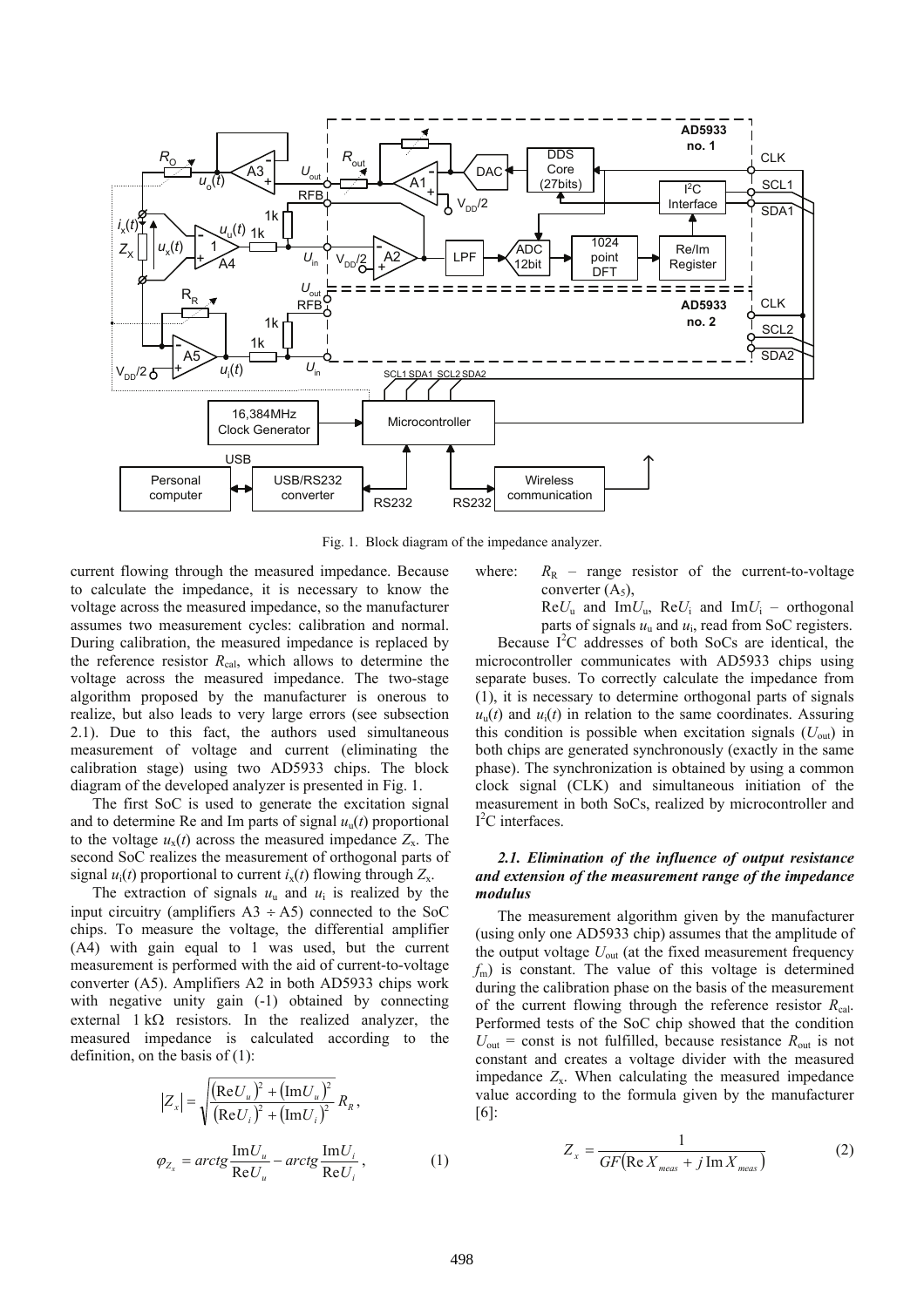Fig. 1. Block diagram of the impedance analyzer.

current flowing through the measured impedance. Because to calculate the impedance, it is necessary to know the voltage across the measured impedance, so the manufacturer assumes two measurement cycles: calibration and normal. During calibration, the measured impedance is replaced by the reference resistor $R_{cal}$, which allows to determine the voltage across the measured impedance. The two-stage algorithm proposed by the manufacturer is onerous to realize, but also leads to very large errors (see subsection 2.1). Due to this fact, the authors used simultaneous measurement of voltage and current (eliminating the calibration stage) using two AD5933 chips. The block diagram of the developed analyzer is presented in Fig. 1.

The first SoC is used to generate the excitation signal and to determine Re and Im parts of signal $u_u(t)$ proportional to the voltage $u_x(t)$ across the measured impedance $Z_x$. The second SoC realizes the measurement of orthogonal parts of signal $u_i(t)$ proportional to current $i_x(t)$ flowing through $Z_x$.

The extraction of signals $u_u$ and $u_i$ is realized by the input circuitry (amplifiers A3 ÷ A5) connected to the SoC chips. To measure the voltage, the differential amplifier (A4) with gain equal to 1 was used, but the current measurement is performed with the aid of current-to-voltage converter (A5). Amplifiers A2 in both AD5933 chips work with negative unity gain (-1) obtained by connecting external 1 kΩ resistors. In the realized analyzer, the measured impedance is calculated according to the definition, on the basis of (1):

$$|Z_x| = \sqrt{\frac{(\mathrm{Re}U_u)^2 + (\mathrm{Im}U_u)^2}{(\mathrm{Re}U_i)^2 + (\mathrm{Im}U_i)^2}}\, R_R,$$

$$\varphi_{Z_x} = arctg\frac{\mathrm{Im}U_u}{\mathrm{Re}U_u} - arctg\frac{\mathrm{Im}U_i}{\mathrm{Re}U_i}, \qquad (1)$$

where: $R_R$ – range resistor of the current-to-voltage converter ($A_5$),
$\mathrm{Re}U_u$ and $\mathrm{Im}U_u$, $\mathrm{Re}U_i$ and $\mathrm{Im}U_i$ – orthogonal parts of signals $u_u$ and $u_i$, read from SoC registers.

Because $I^2C$ addresses of both SoCs are identical, the microcontroller communicates with AD5933 chips using separate buses. To correctly calculate the impedance from (1), it is necessary to determine orthogonal parts of signals $u_u(t)$ and $u_i(t)$ in relation to the same coordinates. Assuring this condition is possible when excitation signals ($U_{out}$) in both chips are generated synchronously (exactly in the same phase). The synchronization is obtained by using a common clock signal (CLK) and simultaneous initiation of the measurement in both SoCs, realized by microcontroller and $I^2C$ interfaces.

### *2.1. Elimination of the influence of output resistance and extension of the measurement range of the impedance modulus*

The measurement algorithm given by the manufacturer (using only one AD5933 chip) assumes that the amplitude of the output voltage $U_{out}$ (at the fixed measurement frequency $f_m$) is constant. The value of this voltage is determined during the calibration phase on the basis of the measurement of the current flowing through the reference resistor $R_{cal}$. Performed tests of the SoC chip showed that the condition $U_{out}$ = const is not fulfilled, because resistance $R_{out}$ is not constant and creates a voltage divider with the measured impedance $Z_x$. When calculating the measured impedance value according to the formula given by the manufacturer [6]:

$$Z_x = \frac{1}{GF(\mathrm{Re}\, X_{meas} + j\,\mathrm{Im}\, X_{meas})} \qquad (2)$$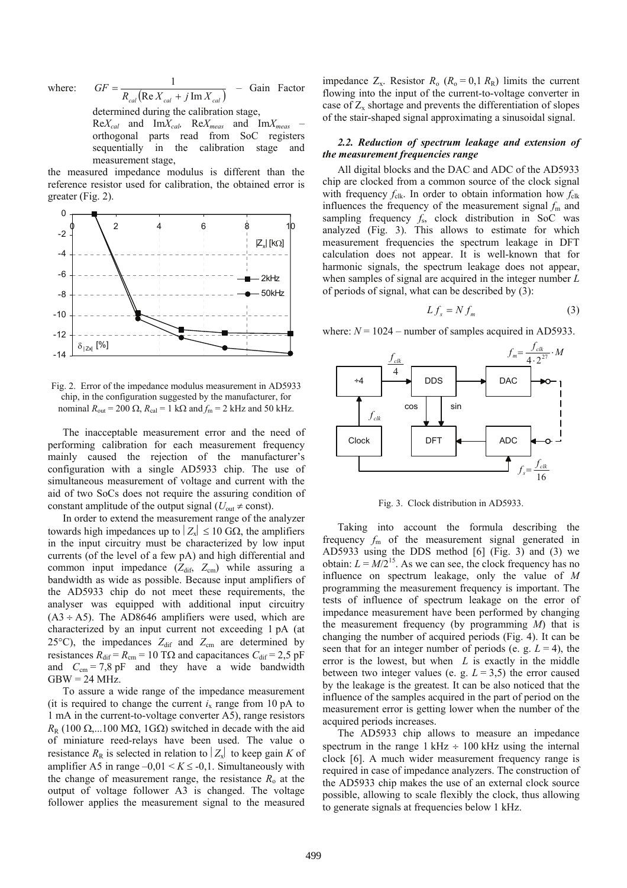where: $GF = \dfrac{1}{R_{cal}\left(\operatorname{Re} X_{cal} + j \operatorname{Im} X_{cal}\right)}$ – Gain Factor determined during the calibration stage,

$\operatorname{Re}X_{cal}$ and $\operatorname{Im}X_{cal}$, $\operatorname{Re}X_{meas}$ and $\operatorname{Im}X_{meas}$ – orthogonal parts read from SoC registers sequentially in the calibration stage and measurement stage,

the measured impedance modulus is different than the reference resistor used for calibration, the obtained error is greater (Fig. 2).

Fig. 2. Error of the impedance modulus measurement in AD5933 chip, in the configuration suggested by the manufacturer, for nominal $R_{out} = 200\ \Omega$, $R_{cal} = 1\ \text{k}\Omega$ and $f_m = 2$ kHz and 50 kHz.

The inacceptable measurement error and the need of performing calibration for each measurement frequency mainly caused the rejection of the manufacturer's configuration with a single AD5933 chip. The use of simultaneous measurement of voltage and current with the aid of two SoCs does not require the assuring condition of constant amplitude of the output signal ($U_{out} \neq$ const).

In order to extend the measurement range of the analyzer towards high impedances up to $|Z_x| \leq 10\ \text{G}\Omega$, the amplifiers in the input circuitry must be characterized by low input currents (of the level of a few pA) and high differential and common input impedance ($Z_{dif}$, $Z_{cm}$) while assuring a bandwidth as wide as possible. Because input amplifiers of the AD5933 chip do not meet these requirements, the analyser was equipped with additional input circuitry (A3 ÷ A5). The AD8646 amplifiers were used, which are characterized by an input current not exceeding 1 pA (at 25°C), the impedances $Z_{dif}$ and $Z_{cm}$ are determined by resistances $R_{dif} = R_{cm} = 10\ \text{T}\Omega$ and capacitances $C_{dif} = 2{,}5$ pF and $C_{cm} = 7{,}8$ pF and they have a wide bandwidth GBW = 24 MHz.

To assure a wide range of the impedance measurement (it is required to change the current $i_x$ range from 10 pA to 1 mA in the current-to-voltage converter A5), range resistors $R_R$ (100 Ω,...100 MΩ, 1GΩ) switched in decade with the aid of miniature reed-relays have been used. The value o resistance $R_R$ is selected in relation to $|Z_x|$ to keep gain $K$ of amplifier A5 in range $-0{,}01 < K \leq -0{,}1$. Simultaneously with the change of measurement range, the resistance $R_o$ at the output of voltage follower A3 is changed. The voltage follower applies the measurement signal to the measured impedance $Z_x$. Resistor $R_o$ ($R_o = 0{,}1\ R_R$) limits the current flowing into the input of the current-to-voltage converter in case of $Z_x$ shortage and prevents the differentiation of slopes of the stair-shaped signal approximating a sinusoidal signal.

### *2.2. Reduction of spectrum leakage and extension of the measurement frequencies range*

All digital blocks and the DAC and ADC of the AD5933 chip are clocked from a common source of the clock signal with frequency $f_{clk}$. In order to obtain information how $f_{clk}$ influences the frequency of the measurement signal $f_m$ and sampling frequency $f_s$, clock distribution in SoC was analyzed (Fig. 3). This allows to estimate for which measurement frequencies the spectrum leakage in DFT calculation does not appear. It is well-known that for harmonic signals, the spectrum leakage does not appear, when samples of signal are acquired in the integer number $L$ of periods of signal, what can be described by (3):

$$L f_s = N f_m \tag{3}$$

where: $N = 1024$ – number of samples acquired in AD5933.

Fig. 3. Clock distribution in AD5933.

Taking into account the formula describing the frequency $f_m$ of the measurement signal generated in AD5933 using the DDS method [6] (Fig. 3) and (3) we obtain: $L = M/2^{15}$. As we can see, the clock frequency has no influence on spectrum leakage, only the value of $M$ programming the measurement frequency is important. The tests of influence of spectrum leakage on the error of impedance measurement have been performed by changing the measurement frequency (by programming $M$) that is changing the number of acquired periods (Fig. 4). It can be seen that for an integer number of periods (e. g. $L = 4$), the error is the lowest, but when $L$ is exactly in the middle between two integer values (e. g. $L = 3{,}5$) the error caused by the leakage is the greatest. It can be also noticed that the influence of the samples acquired in the part of period on the measurement error is getting lower when the number of the acquired periods increases.

The AD5933 chip allows to measure an impedance spectrum in the range 1 kHz ÷ 100 kHz using the internal clock [6]. A much wider measurement frequency range is required in case of impedance analyzers. The construction of the AD5933 chip makes the use of an external clock source possible, allowing to scale flexibly the clock, thus allowing to generate signals at frequencies below 1 kHz.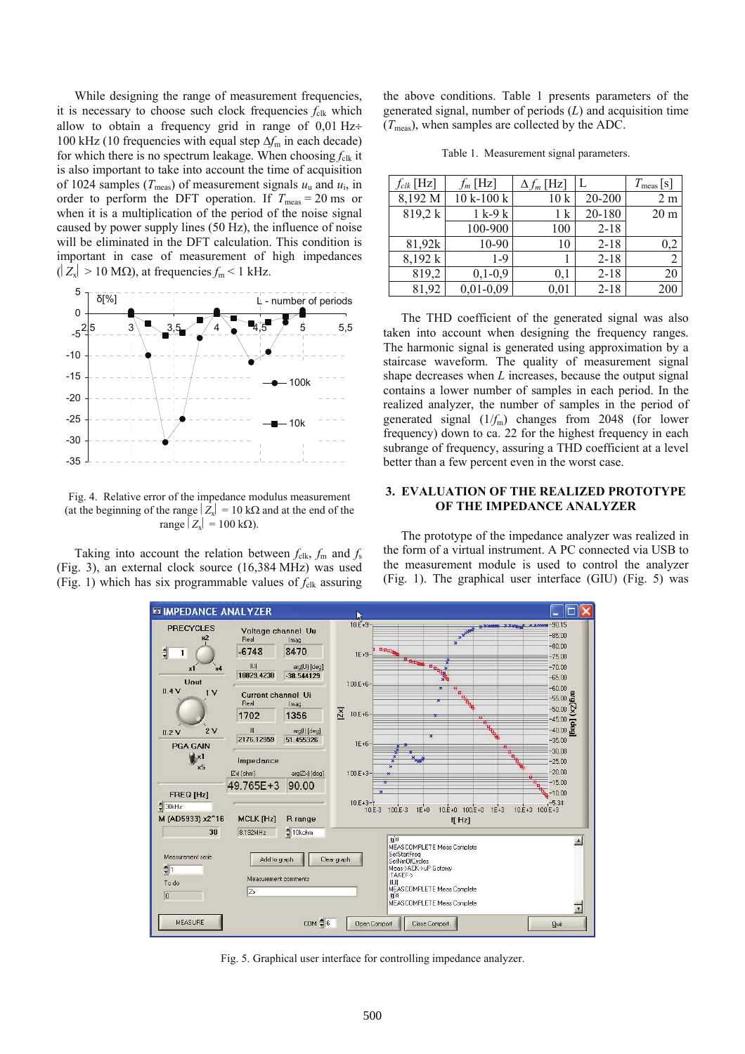While designing the range of measurement frequencies, it is necessary to choose such clock frequencies $f_{clk}$ which allow to obtain a frequency grid in range of 0,01 Hz÷ 100 kHz (10 frequencies with equal step $\Delta f_m$ in each decade) for which there is no spectrum leakage. When choosing $f_{clk}$ it is also important to take into account the time of acquisition of 1024 samples ($T_{meas}$) of measurement signals $u_u$ and $u_i$, in order to perform the DFT operation. If $T_{meas}$ = 20 ms or when it is a multiplication of the period of the noise signal caused by power supply lines (50 Hz), the influence of noise will be eliminated in the DFT calculation. This condition is important in case of measurement of high impedances ($|Z_x|$ > 10 MΩ), at frequencies $f_m$ < 1 kHz.

Fig. 4. Relative error of the impedance modulus measurement (at the beginning of the range $|Z_x|$ = 10 kΩ and at the end of the range $|Z_x|$ = 100 kΩ).

Taking into account the relation between $f_{clk}$, $f_m$ and $f_s$ (Fig. 3), an external clock source (16,384 MHz) was used (Fig. 1) which has six programmable values of $f_{clk}$ assuring the above conditions. Table 1 presents parameters of the generated signal, number of periods ($L$) and acquisition time ($T_{meas}$), when samples are collected by the ADC.

Table 1. Measurement signal parameters.

| $f_{clk}$ [Hz] | $f_m$ [Hz] | $\Delta f_m$ [Hz] | L | $T_{meas}$ [s] |
|---|---|---|---|---|
| 8,192 M | 10 k-100 k | 10 k | 20-200 | 2 m |
| 819,2 k | 1 k-9 k | 1 k | 20-180 | 20 m |
| | 100-900 | 100 | 2-18 | |
| 81,92k | 10-90 | 10 | 2-18 | 0,2 |
| 8,192 k | 1-9 | 1 | 2-18 | 2 |
| 819,2 | 0,1-0,9 | 0,1 | 2-18 | 20 |
| 81,92 | 0,01-0,09 | 0,01 | 2-18 | 200 |

The THD coefficient of the generated signal was also taken into account when designing the frequency ranges. The harmonic signal is generated using approximation by a staircase waveform. The quality of measurement signal shape decreases when $L$ increases, because the output signal contains a lower number of samples in each period. In the realized analyzer, the number of samples in the period of generated signal ($1/f_m$) changes from 2048 (for lower frequency) down to ca. 22 for the highest frequency in each subrange of frequency, assuring a THD coefficient at a level better than a few percent even in the worst case.

## 3. EVALUATION OF THE REALIZED PROTOTYPE OF THE IMPEDANCE ANALYZER

The prototype of the impedance analyzer was realized in the form of a virtual instrument. A PC connected via USB to the measurement module is used to control the analyzer (Fig. 1). The graphical user interface (GIU) (Fig. 5) was

Fig. 5. Graphical user interface for controlling impedance analyzer.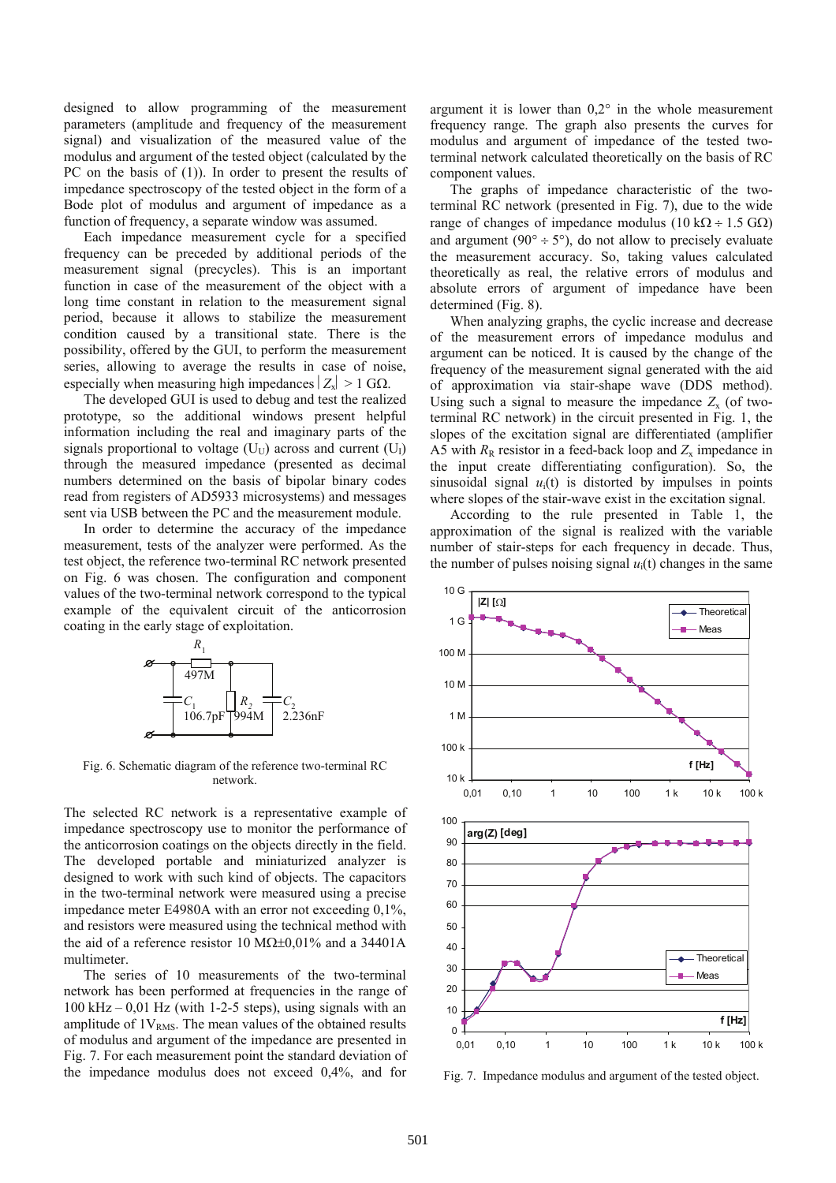designed to allow programming of the measurement parameters (amplitude and frequency of the measurement signal) and visualization of the measured value of the modulus and argument of the tested object (calculated by the PC on the basis of (1)). In order to present the results of impedance spectroscopy of the tested object in the form of a Bode plot of modulus and argument of impedance as a function of frequency, a separate window was assumed.

Each impedance measurement cycle for a specified frequency can be preceded by additional periods of the measurement signal (precycles). This is an important function in case of the measurement of the object with a long time constant in relation to the measurement signal period, because it allows to stabilize the measurement condition caused by a transitional state. There is the possibility, offered by the GUI, to perform the measurement series, allowing to average the results in case of noise, especially when measuring high impedances $|Z_x| > 1$ GΩ.

The developed GUI is used to debug and test the realized prototype, so the additional windows present helpful information including the real and imaginary parts of the signals proportional to voltage ($U_U$) across and current ($U_I$) through the measured impedance (presented as decimal numbers determined on the basis of bipolar binary codes read from registers of AD5933 microsystems) and messages sent via USB between the PC and the measurement module.

In order to determine the accuracy of the impedance measurement, tests of the analyzer were performed. As the test object, the reference two-terminal RC network presented on Fig. 6 was chosen. The configuration and component values of the two-terminal network correspond to the typical example of the equivalent circuit of the anticorrosion coating in the early stage of exploitation.

Fig. 6. Schematic diagram of the reference two-terminal RC network.

The selected RC network is a representative example of impedance spectroscopy use to monitor the performance of the anticorrosion coatings on the objects directly in the field. The developed portable and miniaturized analyzer is designed to work with such kind of objects. The capacitors in the two-terminal network were measured using a precise impedance meter E4980A with an error not exceeding 0,1%, and resistors were measured using the technical method with the aid of a reference resistor 10 MΩ±0,01% and a 34401A multimeter.

The series of 10 measurements of the two-terminal network has been performed at frequencies in the range of 100 kHz – 0,01 Hz (with 1-2-5 steps), using signals with an amplitude of 1$V_{RMS}$. The mean values of the obtained results of modulus and argument of the impedance are presented in Fig. 7. For each measurement point the standard deviation of the impedance modulus does not exceed 0,4%, and for argument it is lower than 0,2° in the whole measurement frequency range. The graph also presents the curves for modulus and argument of impedance of the tested two-terminal network calculated theoretically on the basis of RC component values.

The graphs of impedance characteristic of the two-terminal RC network (presented in Fig. 7), due to the wide range of changes of impedance modulus (10 kΩ ÷ 1.5 GΩ) and argument (90° ÷ 5°), do not allow to precisely evaluate the measurement accuracy. So, taking values calculated theoretically as real, the relative errors of modulus and absolute errors of argument of impedance have been determined (Fig. 8).

When analyzing graphs, the cyclic increase and decrease of the measurement errors of impedance modulus and argument can be noticed. It is caused by the change of the frequency of the measurement signal generated with the aid of approximation via stair-shape wave (DDS method). Using such a signal to measure the impedance $Z_x$ (of two-terminal RC network) in the circuit presented in Fig. 1, the slopes of the excitation signal are differentiated (amplifier A5 with $R_R$ resistor in a feed-back loop and $Z_x$ impedance in the input create differentiating configuration). So, the sinusoidal signal $u_i(t)$ is distorted by impulses in points where slopes of the stair-wave exist in the excitation signal.

According to the rule presented in Table 1, the approximation of the signal is realized with the variable number of stair-steps for each frequency in decade. Thus, the number of pulses noising signal $u_i(t)$ changes in the same

Fig. 7. Impedance modulus and argument of the tested object.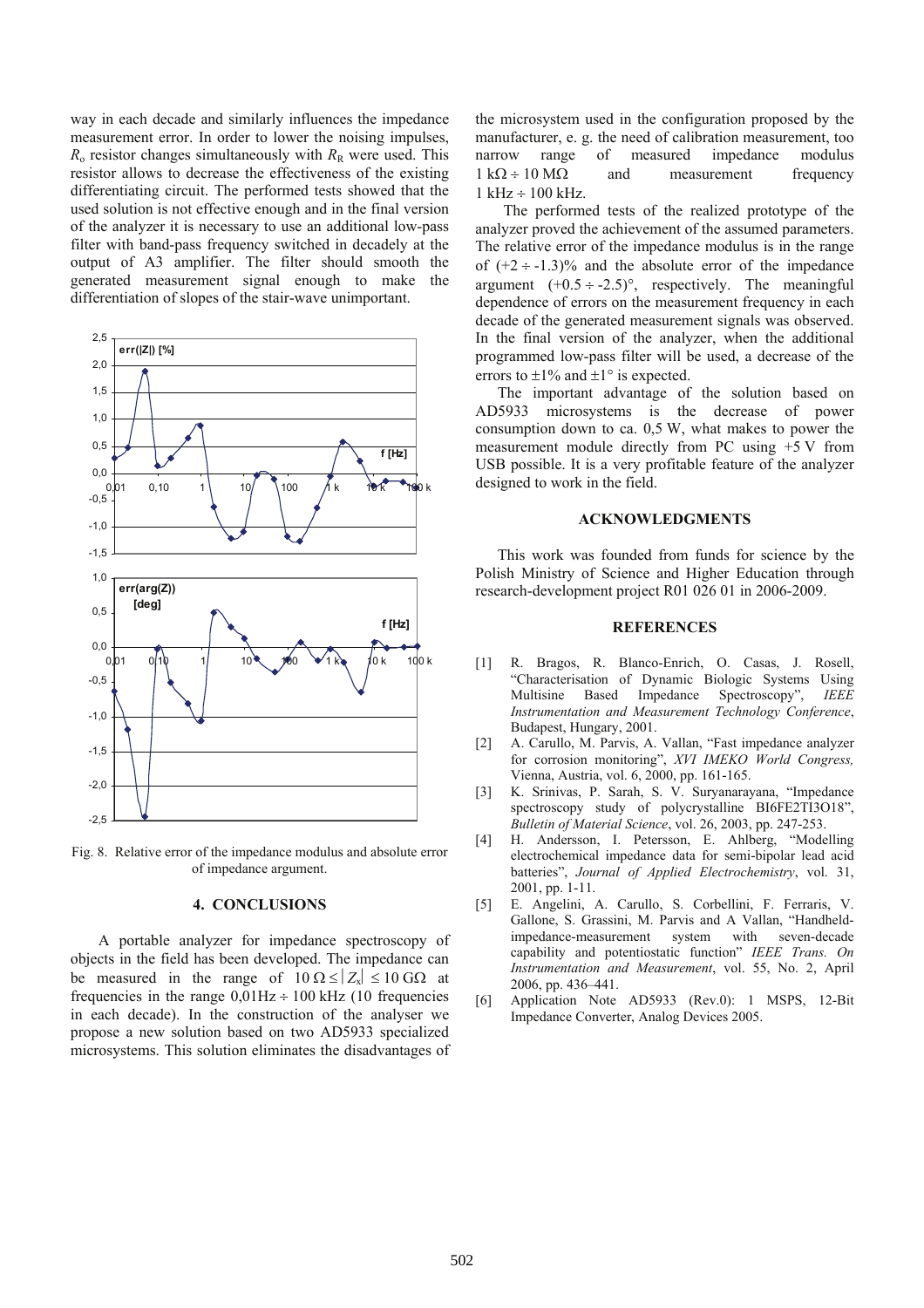way in each decade and similarly influences the impedance measurement error. In order to lower the noising impulses, $R_o$ resistor changes simultaneously with $R_R$ were used. This resistor allows to decrease the effectiveness of the existing differentiating circuit. The performed tests showed that the used solution is not effective enough and in the final version of the analyzer it is necessary to use an additional low-pass filter with band-pass frequency switched in decadely at the output of A3 amplifier. The filter should smooth the generated measurement signal enough to make the differentiation of slopes of the stair-wave unimportant.

err(|Z|) [%]
f [Hz]
2,5
2,0
1,5
1,0
0,5
0,0
-0,5
-1,0
-1,5
0,01
0,10
1
10
100
1 k
10 k
100 k

err(arg(Z)) [deg]
f [Hz]
1,0
0,5
0,0
-0,5
-1,0
-1,5
-2,0
-2,5
0,01
0,10
1
10
100
1 k
10 k
100 k

Fig. 8. Relative error of the impedance modulus and absolute error of impedance argument.

## 4. CONCLUSIONS

A portable analyzer for impedance spectroscopy of objects in the field has been developed. The impedance can be measured in the range of $10\,\Omega \leq |Z_x| \leq 10\,\text{G}\Omega$ at frequencies in the range $0{,}01\text{Hz} \div 100\text{ kHz}$ (10 frequencies in each decade). In the construction of the analyser we propose a new solution based on two AD5933 specialized microsystems. This solution eliminates the disadvantages of the microsystem used in the configuration proposed by the manufacturer, e. g. the need of calibration measurement, too narrow range of measured impedance modulus $1\text{ k}\Omega \div 10\text{ M}\Omega$ and measurement frequency $1\text{ kHz} \div 100\text{ kHz}$.

The performed tests of the realized prototype of the analyzer proved the achievement of the assumed parameters. The relative error of the impedance modulus is in the range of $(+2 \div -1.3)\%$ and the absolute error of the impedance argument $(+0.5 \div -2.5)°$, respectively. The meaningful dependence of errors on the measurement frequency in each decade of the generated measurement signals was observed. In the final version of the analyzer, when the additional programmed low-pass filter will be used, a decrease of the errors to $\pm 1\%$ and $\pm 1°$ is expected.

The important advantage of the solution based on AD5933 microsystems is the decrease of power consumption down to ca. 0,5 W, what makes to power the measurement module directly from PC using +5 V from USB possible. It is a very profitable feature of the analyzer designed to work in the field.

## ACKNOWLEDGMENTS

This work was founded from funds for science by the Polish Ministry of Science and Higher Education through research-development project R01 026 01 in 2006-2009.

## REFERENCES

[1] R. Bragos, R. Blanco-Enrich, O. Casas, J. Rosell, "Characterisation of Dynamic Biologic Systems Using Multisine Based Impedance Spectroscopy", *IEEE Instrumentation and Measurement Technology Conference*, Budapest, Hungary, 2001.

[2] A. Carullo, M. Parvis, A. Vallan, "Fast impedance analyzer for corrosion monitoring", *XVI IMEKO World Congress,* Vienna, Austria, vol. 6, 2000, pp. 161-165.

[3] K. Srinivas, P. Sarah, S. V. Suryanarayana, "Impedance spectroscopy study of polycrystalline BI6FE2TI3O18", *Bulletin of Material Science*, vol. 26, 2003, pp. 247-253.

[4] H. Andersson, I. Petersson, E. Ahlberg, "Modelling electrochemical impedance data for semi-bipolar lead acid batteries", *Journal of Applied Electrochemistry*, vol. 31, 2001, pp. 1-11.

[5] E. Angelini, A. Carullo, S. Corbellini, F. Ferraris, V. Gallone, S. Grassini, M. Parvis and A Vallan, "Handheld-impedance-measurement system with seven-decade capability and potentiostatic function" *IEEE Trans. On Instrumentation and Measurement*, vol. 55, No. 2, April 2006, pp. 436–441.

[6] Application Note AD5933 (Rev.0): 1 MSPS, 12-Bit Impedance Converter, Analog Devices 2005.